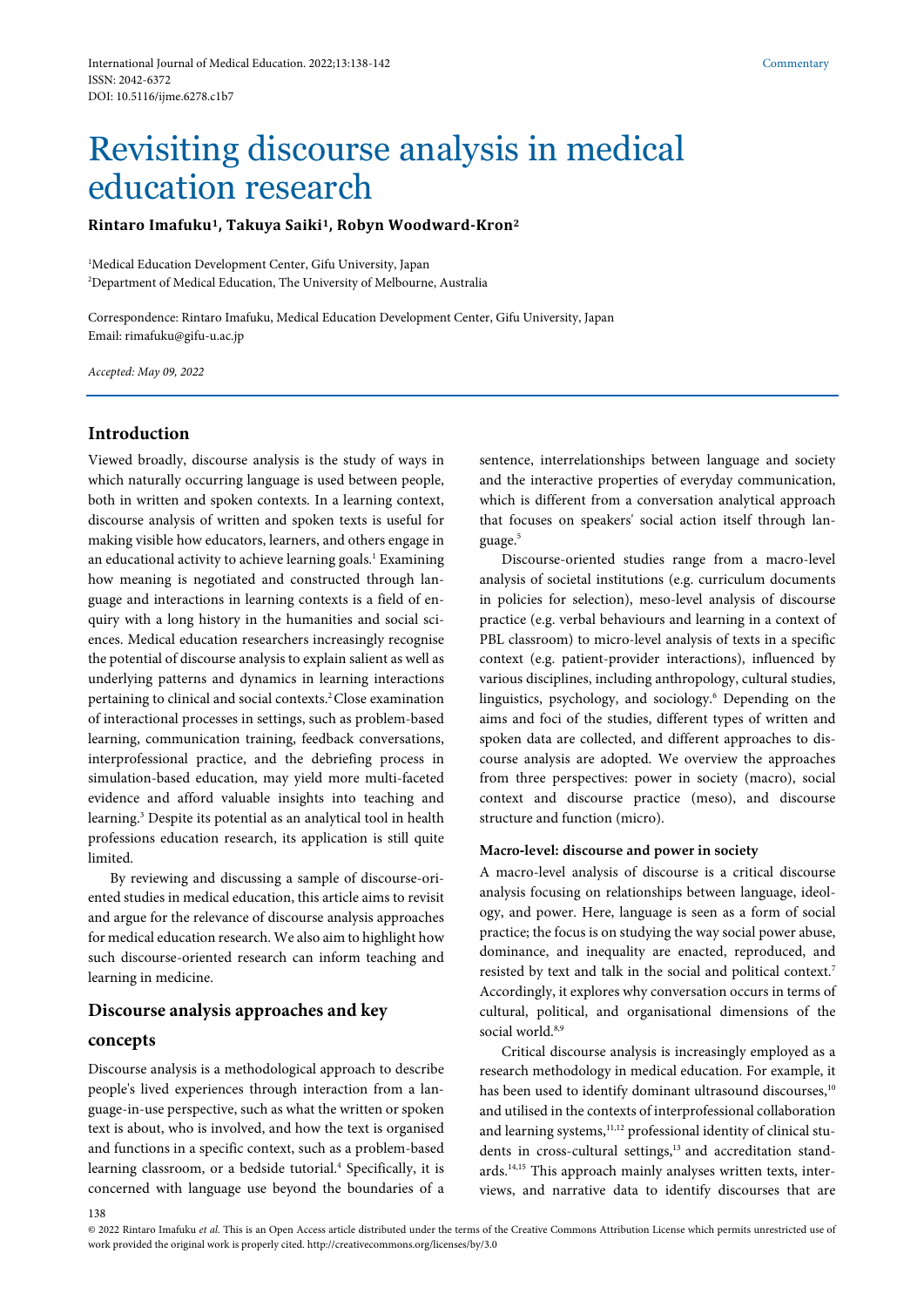# Revisiting discourse analysis in medical education research

**Rintaro Imafuku[1], Takuya Saiki[1], Robyn Woodward-Kron[2]**

[1]Medical Education Development Center, Gifu University, Japan
[2]Department of Medical Education, The University of Melbourne, Australia

Correspondence: Rintaro Imafuku, Medical Education Development Center, Gifu University, Japan
Email: rimafuku@gifu-u.ac.jp

*Accepted: May 09, 2022*

## Introduction

Viewed broadly, discourse analysis is the study of ways in which naturally occurring language is used between people, both in written and spoken contexts. In a learning context, discourse analysis of written and spoken texts is useful for making visible how educators, learners, and others engage in an educational activity to achieve learning goals.[1] Examining how meaning is negotiated and constructed through language and interactions in learning contexts is a field of enquiry with a long history in the humanities and social sciences. Medical education researchers increasingly recognise the potential of discourse analysis to explain salient as well as underlying patterns and dynamics in learning interactions pertaining to clinical and social contexts.[2] Close examination of interactional processes in settings, such as problem-based learning, communication training, feedback conversations, interprofessional practice, and the debriefing process in simulation-based education, may yield more multi-faceted evidence and afford valuable insights into teaching and learning.[3] Despite its potential as an analytical tool in health professions education research, its application is still quite limited.

By reviewing and discussing a sample of discourse-oriented studies in medical education, this article aims to revisit and argue for the relevance of discourse analysis approaches for medical education research. We also aim to highlight how such discourse-oriented research can inform teaching and learning in medicine.

## Discourse analysis approaches and key concepts

Discourse analysis is a methodological approach to describe people's lived experiences through interaction from a language-in-use perspective, such as what the written or spoken text is about, who is involved, and how the text is organised and functions in a specific context, such as a problem-based learning classroom, or a bedside tutorial.[4] Specifically, it is concerned with language use beyond the boundaries of a sentence, interrelationships between language and society and the interactive properties of everyday communication, which is different from a conversation analytical approach that focuses on speakers' social action itself through language.[5]

Discourse-oriented studies range from a macro-level analysis of societal institutions (e.g. curriculum documents in policies for selection), meso-level analysis of discourse practice (e.g. verbal behaviours and learning in a context of PBL classroom) to micro-level analysis of texts in a specific context (e.g. patient-provider interactions), influenced by various disciplines, including anthropology, cultural studies, linguistics, psychology, and sociology.[6] Depending on the aims and foci of the studies, different types of written and spoken data are collected, and different approaches to discourse analysis are adopted. We overview the approaches from three perspectives: power in society (macro), social context and discourse practice (meso), and discourse structure and function (micro).

#### Macro-level: discourse and power in society

A macro-level analysis of discourse is a critical discourse analysis focusing on relationships between language, ideology, and power. Here, language is seen as a form of social practice; the focus is on studying the way social power abuse, dominance, and inequality are enacted, reproduced, and resisted by text and talk in the social and political context.[7] Accordingly, it explores why conversation occurs in terms of cultural, political, and organisational dimensions of the social world.[8,9]

Critical discourse analysis is increasingly employed as a research methodology in medical education. For example, it has been used to identify dominant ultrasound discourses,[10] and utilised in the contexts of interprofessional collaboration and learning systems,[11,12] professional identity of clinical students in cross-cultural settings,[13] and accreditation standards.[14,15] This approach mainly analyses written texts, interviews, and narrative data to identify discourses that are

© 2022 Rintaro Imafuku *et al*. This is an Open Access article distributed under the terms of the Creative Commons Attribution License which permits unrestricted use of work provided the original work is properly cited. http://creativecommons.org/licenses/by/3.0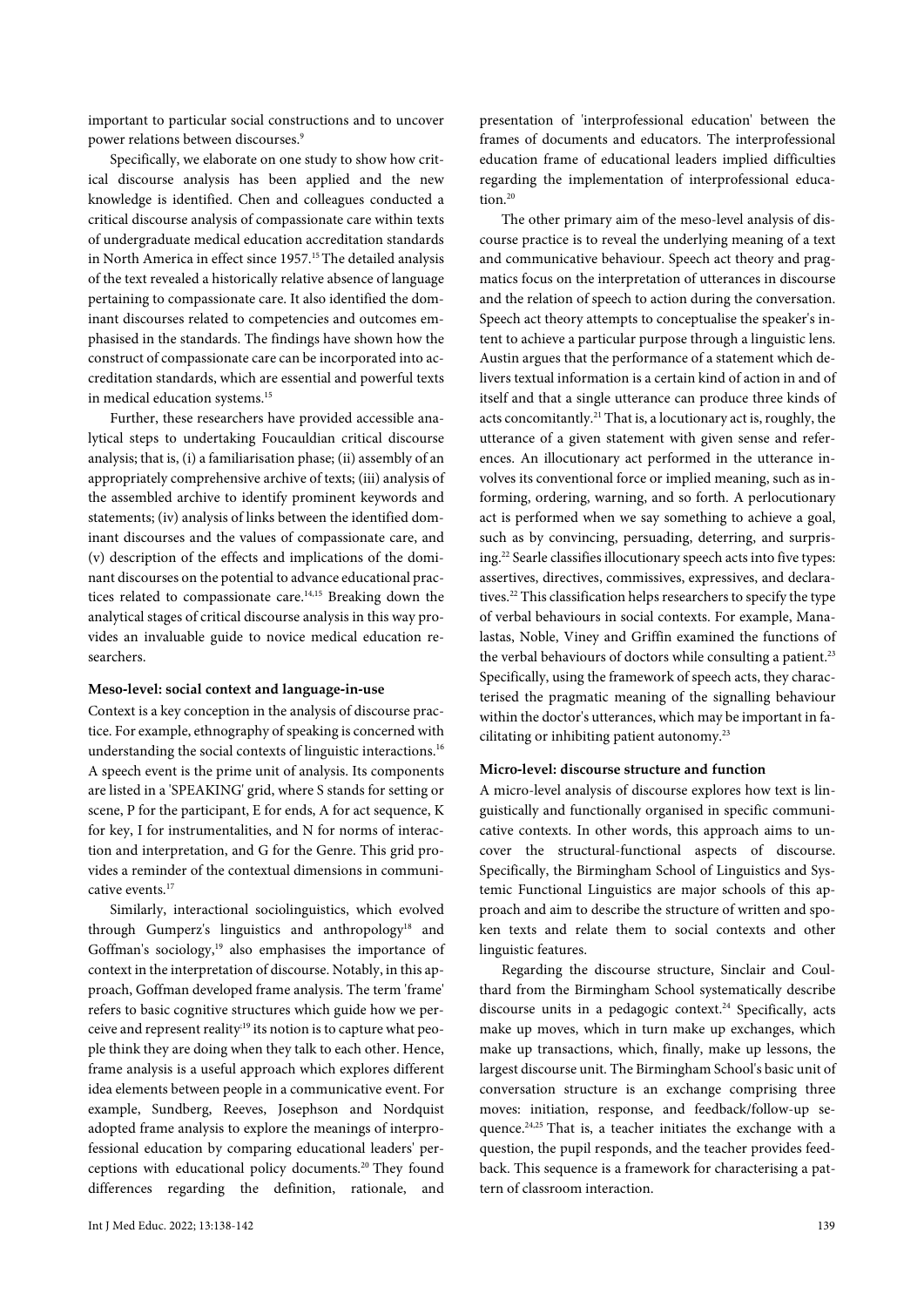important to particular social constructions and to uncover power relations between discourses.[9]

Specifically, we elaborate on one study to show how critical discourse analysis has been applied and the new knowledge is identified. Chen and colleagues conducted a critical discourse analysis of compassionate care within texts of undergraduate medical education accreditation standards in North America in effect since 1957.[15] The detailed analysis of the text revealed a historically relative absence of language pertaining to compassionate care. It also identified the dominant discourses related to competencies and outcomes emphasised in the standards. The findings have shown how the construct of compassionate care can be incorporated into accreditation standards, which are essential and powerful texts in medical education systems.[15]

Further, these researchers have provided accessible analytical steps to undertaking Foucauldian critical discourse analysis; that is, (i) a familiarisation phase; (ii) assembly of an appropriately comprehensive archive of texts; (iii) analysis of the assembled archive to identify prominent keywords and statements; (iv) analysis of links between the identified dominant discourses and the values of compassionate care, and (v) description of the effects and implications of the dominant discourses on the potential to advance educational practices related to compassionate care.[14,15] Breaking down the analytical stages of critical discourse analysis in this way provides an invaluable guide to novice medical education researchers.

**Meso-level: social context and language-in-use**

Context is a key conception in the analysis of discourse practice. For example, ethnography of speaking is concerned with understanding the social contexts of linguistic interactions.[16] A speech event is the prime unit of analysis. Its components are listed in a 'SPEAKING' grid, where S stands for setting or scene, P for the participant, E for ends, A for act sequence, K for key, I for instrumentalities, and N for norms of interaction and interpretation, and G for the Genre. This grid provides a reminder of the contextual dimensions in communicative events.[17]

Similarly, interactional sociolinguistics, which evolved through Gumperz's linguistics and anthropology[18] and Goffman's sociology,[19] also emphasises the importance of context in the interpretation of discourse. Notably, in this approach, Goffman developed frame analysis. The term 'frame' refers to basic cognitive structures which guide how we perceive and represent reality;[19] its notion is to capture what people think they are doing when they talk to each other. Hence, frame analysis is a useful approach which explores different idea elements between people in a communicative event. For example, Sundberg, Reeves, Josephson and Nordquist adopted frame analysis to explore the meanings of interprofessional education by comparing educational leaders' perceptions with educational policy documents.[20] They found differences regarding the definition, rationale, and presentation of 'interprofessional education' between the frames of documents and educators. The interprofessional education frame of educational leaders implied difficulties regarding the implementation of interprofessional education.[20]

The other primary aim of the meso-level analysis of discourse practice is to reveal the underlying meaning of a text and communicative behaviour. Speech act theory and pragmatics focus on the interpretation of utterances in discourse and the relation of speech to action during the conversation. Speech act theory attempts to conceptualise the speaker's intent to achieve a particular purpose through a linguistic lens. Austin argues that the performance of a statement which delivers textual information is a certain kind of action in and of itself and that a single utterance can produce three kinds of acts concomitantly.[21] That is, a locutionary act is, roughly, the utterance of a given statement with given sense and references. An illocutionary act performed in the utterance involves its conventional force or implied meaning, such as informing, ordering, warning, and so forth. A perlocutionary act is performed when we say something to achieve a goal, such as by convincing, persuading, deterring, and surprising.[22] Searle classifies illocutionary speech acts into five types: assertives, directives, commissives, expressives, and declaratives.[22] This classification helps researchers to specify the type of verbal behaviours in social contexts. For example, Manalastas, Noble, Viney and Griffin examined the functions of the verbal behaviours of doctors while consulting a patient.[23] Specifically, using the framework of speech acts, they characterised the pragmatic meaning of the signalling behaviour within the doctor's utterances, which may be important in facilitating or inhibiting patient autonomy.[23]

**Micro-level: discourse structure and function**

A micro-level analysis of discourse explores how text is linguistically and functionally organised in specific communicative contexts. In other words, this approach aims to uncover the structural-functional aspects of discourse. Specifically, the Birmingham School of Linguistics and Systemic Functional Linguistics are major schools of this approach and aim to describe the structure of written and spoken texts and relate them to social contexts and other linguistic features.

Regarding the discourse structure, Sinclair and Coulthard from the Birmingham School systematically describe discourse units in a pedagogic context.[24] Specifically, acts make up moves, which in turn make up exchanges, which make up transactions, which, finally, make up lessons, the largest discourse unit. The Birmingham School's basic unit of conversation structure is an exchange comprising three moves: initiation, response, and feedback/follow-up sequence.[24,25] That is, a teacher initiates the exchange with a question, the pupil responds, and the teacher provides feedback. This sequence is a framework for characterising a pattern of classroom interaction.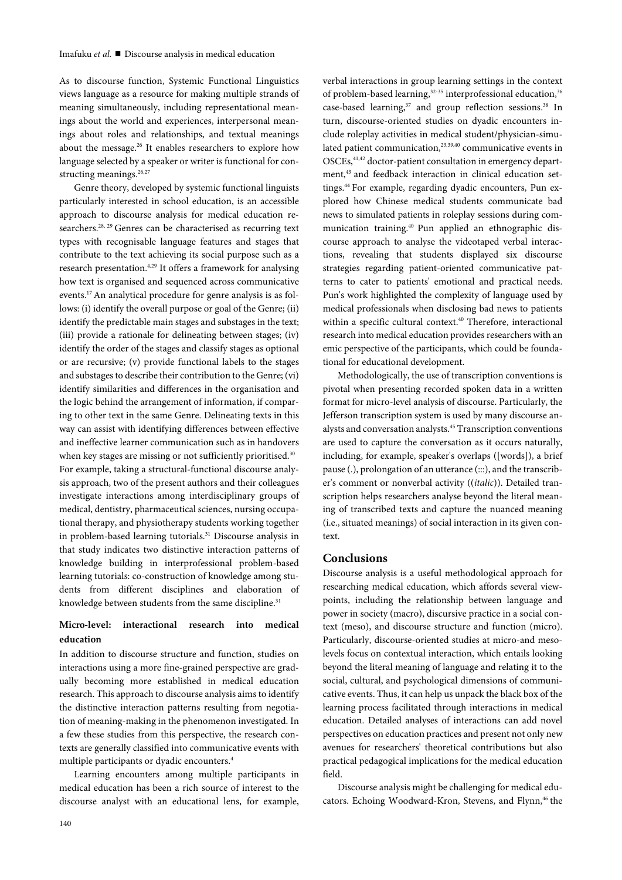As to discourse function, Systemic Functional Linguistics views language as a resource for making multiple strands of meaning simultaneously, including representational meanings about the world and experiences, interpersonal meanings about roles and relationships, and textual meanings about the message.[26] It enables researchers to explore how language selected by a speaker or writer is functional for constructing meanings.[26,27]

Genre theory, developed by systemic functional linguists particularly interested in school education, is an accessible approach to discourse analysis for medical education researchers.[28, 29] Genres can be characterised as recurring text types with recognisable language features and stages that contribute to the text achieving its social purpose such as a research presentation.[4,29] It offers a framework for analysing how text is organised and sequenced across communicative events.[17] An analytical procedure for genre analysis is as follows: (i) identify the overall purpose or goal of the Genre; (ii) identify the predictable main stages and substages in the text; (iii) provide a rationale for delineating between stages; (iv) identify the order of the stages and classify stages as optional or are recursive; (v) provide functional labels to the stages and substages to describe their contribution to the Genre; (vi) identify similarities and differences in the organisation and the logic behind the arrangement of information, if comparing to other text in the same Genre. Delineating texts in this way can assist with identifying differences between effective and ineffective learner communication such as in handovers when key stages are missing or not sufficiently prioritised.[30] For example, taking a structural-functional discourse analysis approach, two of the present authors and their colleagues investigate interactions among interdisciplinary groups of medical, dentistry, pharmaceutical sciences, nursing occupational therapy, and physiotherapy students working together in problem-based learning tutorials.[31] Discourse analysis in that study indicates two distinctive interaction patterns of knowledge building in interprofessional problem-based learning tutorials: co-construction of knowledge among students from different disciplines and elaboration of knowledge between students from the same discipline.[31]

### Micro-level: interactional research into medical education

In addition to discourse structure and function, studies on interactions using a more fine-grained perspective are gradually becoming more established in medical education research. This approach to discourse analysis aims to identify the distinctive interaction patterns resulting from negotiation of meaning-making in the phenomenon investigated. In a few these studies from this perspective, the research contexts are generally classified into communicative events with multiple participants or dyadic encounters.[4]

Learning encounters among multiple participants in medical education has been a rich source of interest to the discourse analyst with an educational lens, for example, verbal interactions in group learning settings in the context of problem-based learning,[32-35] interprofessional education,[36] case-based learning,[37] and group reflection sessions.[38] In turn, discourse-oriented studies on dyadic encounters include roleplay activities in medical student/physician-simulated patient communication,[23,39,40] communicative events in OSCEs,[41,42] doctor-patient consultation in emergency department,[43] and feedback interaction in clinical education settings.[44] For example, regarding dyadic encounters, Pun explored how Chinese medical students communicate bad news to simulated patients in roleplay sessions during communication training.[40] Pun applied an ethnographic discourse approach to analyse the videotaped verbal interactions, revealing that students displayed six discourse strategies regarding patient-oriented communicative patterns to cater to patients' emotional and practical needs. Pun's work highlighted the complexity of language used by medical professionals when disclosing bad news to patients within a specific cultural context.[40] Therefore, interactional research into medical education provides researchers with an emic perspective of the participants, which could be foundational for educational development.

Methodologically, the use of transcription conventions is pivotal when presenting recorded spoken data in a written format for micro-level analysis of discourse. Particularly, the Jefferson transcription system is used by many discourse analysts and conversation analysts.[45] Transcription conventions are used to capture the conversation as it occurs naturally, including, for example, speaker's overlaps ([words]), a brief pause (.), prolongation of an utterance (:::), and the transcriber's comment or nonverbal activity ((*italic*)). Detailed transcription helps researchers analyse beyond the literal meaning of transcribed texts and capture the nuanced meaning (i.e., situated meanings) of social interaction in its given context.

## Conclusions

Discourse analysis is a useful methodological approach for researching medical education, which affords several viewpoints, including the relationship between language and power in society (macro), discursive practice in a social context (meso), and discourse structure and function (micro). Particularly, discourse-oriented studies at micro-and meso-levels focus on contextual interaction, which entails looking beyond the literal meaning of language and relating it to the social, cultural, and psychological dimensions of communicative events. Thus, it can help us unpack the black box of the learning process facilitated through interactions in medical education. Detailed analyses of interactions can add novel perspectives on education practices and present not only new avenues for researchers' theoretical contributions but also practical pedagogical implications for the medical education field.

Discourse analysis might be challenging for medical educators. Echoing Woodward-Kron, Stevens, and Flynn,[46] the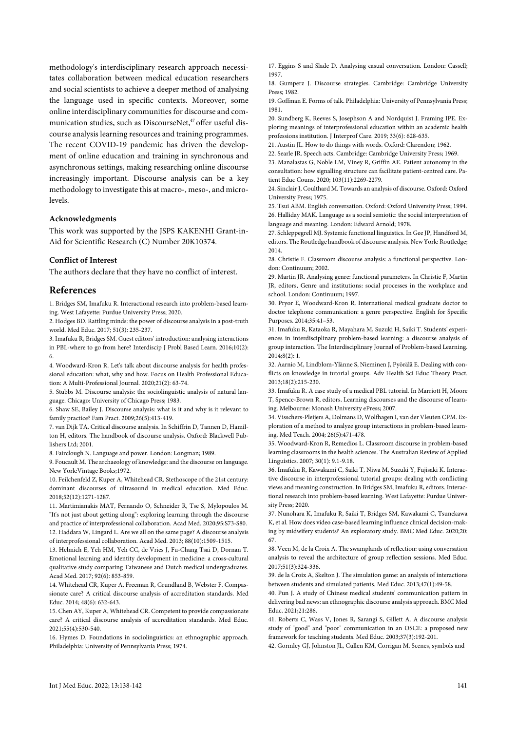methodology's interdisciplinary research approach necessitates collaboration between medical education researchers and social scientists to achieve a deeper method of analysing the language used in specific contexts. Moreover, some online interdisciplinary communities for discourse and communication studies, such as DiscourseNet,[47] offer useful discourse analysis learning resources and training programmes. The recent COVID-19 pandemic has driven the development of online education and training in synchronous and asynchronous settings, making researching online discourse increasingly important. Discourse analysis can be a key methodology to investigate this at macro-, meso-, and micro-levels.

### Acknowledgments

This work was supported by the JSPS KAKENHI Grant-in-Aid for Scientific Research (C) Number 20K10374.

### Conflict of Interest

The authors declare that they have no conflict of interest.

## References

1. Bridges SM, Imafuku R. Interactional research into problem-based learning. West Lafayette: Purdue University Press; 2020.
2. Hodges BD. Rattling minds: the power of discourse analysis in a post-truth world. Med Educ. 2017; 51(3): 235-237.
3. Imafuku R, Bridges SM. Guest editors' introduction: analysing interactions in PBL-where to go from here? Interdiscip J Probl Based Learn. 2016;10(2): 6.
4. Woodward-Kron R. Let's talk about discourse analysis for health professional education: what, why and how. Focus on Health Professional Education: A Multi-Professional Journal. 2020;21(2): 63-74.
5. Stubbs M. Discourse analysis: the sociolinguistic analysis of natural language. Chicago: University of Chicago Press; 1983.
6. Shaw SE, Bailey J. Discourse analysis: what is it and why is it relevant to family practice? Fam Pract. 2009;26(5):413-419.
7. van Dijk TA. Critical discourse analysis. In Schiffrin D, Tannen D, Hamilton H, editors. The handbook of discourse analysis. Oxford: Blackwell Publishers Ltd; 2001.
8. Fairclough N. Language and power. London: Longman; 1989.
9. Foucault M. The archaeology of knowledge: and the discourse on language. New York:Vintage Books;1972.
10. Feilchenfeld Z, Kuper A, Whitehead CR. Stethoscope of the 21st century: dominant discourses of ultrasound in medical education. Med Educ. 2018;52(12):1271-1287.
11. Martimianakis MAT, Fernando O, Schneider R, Tse S, Mylopoulos M. "It's not just about getting along": exploring learning through the discourse and practice of interprofessional collaboration. Acad Med. 2020;95:S73-S80.
12. Haddara W, Lingard L. Are we all on the same page? A discourse analysis of interprofessional collaboration. Acad Med. 2013; 88(10):1509-1515.
13. Helmich E, Yeh HM, Yeh CC, de Vries J, Fu-Chang Tsai D, Dornan T. Emotional learning and identity development in medicine: a cross-cultural qualitative study comparing Taiwanese and Dutch medical undergraduates. Acad Med. 2017; 92(6): 853-859.
14. Whitehead CR, Kuper A, Freeman R, Grundland B, Webster F. Compassionate care? A critical discourse analysis of accreditation standards. Med Educ. 2014; 48(6): 632-643.
15. Chen AY, Kuper A, Whitehead CR. Competent to provide compassionate care? A critical discourse analysis of accreditation standards. Med Educ. 2021;55(4):530-540.
16. Hymes D. Foundations in sociolinguistics: an ethnographic approach. Philadelphia: University of Pennsylvania Press; 1974.
17. Eggins S and Slade D. Analysing casual conversation. London: Cassell; 1997.
18. Gumperz J. Discourse strategies. Cambridge: Cambridge University Press; 1982.
19. Goffman E. Forms of talk. Philadelphia: University of Pennsylvania Press; 1981.
20. Sundberg K, Reeves S, Josephson A and Nordquist J. Framing IPE. Exploring meanings of interprofessional education within an academic health professions institution. J Interprof Care. 2019; 33(6): 628-635.
21. Austin JL. How to do things with words. Oxford: Clarendon; 1962.
22. Searle JR. Speech acts. Cambridge: Cambridge University Press; 1969.
23. Manalastas G, Noble LM, Viney R, Griffin AE. Patient autonomy in the consultation: how signalling structure can facilitate patient-centred care. Patient Educ Couns. 2020; 103(11):2269-2279.
24. Sinclair J, Coulthard M. Towards an analysis of discourse. Oxford: Oxford University Press; 1975.
25. Tsui ABM. English conversation. Oxford: Oxford University Press; 1994.
26. Halliday MAK. Language as a social semiotic: the social interpretation of language and meaning. London: Edward Arnold; 1978.
27. Schleppegrell MJ. Systemic functional linguistics. In Gee JP, Handford M, editors. The Routledge handbook of discourse analysis. New York: Routledge; 2014.
28. Christie F. Classroom discourse analysis: a functional perspective. London: Continuum; 2002.
29. Martin JR. Analysing genre: functional parameters. In Christie F, Martin JR, editors, Genre and institutions: social processes in the workplace and school. London: Continuum; 1997.
30. Pryor E, Woodward-Kron R. International medical graduate doctor to doctor telephone communication: a genre perspective. English for Specific Purposes. 2014;35:41–53.
31. Imafuku R, Kataoka R, Mayahara M, Suzuki H, Saiki T. Students' experiences in interdisciplinary problem-based learning: a discourse analysis of group interaction. The Interdisciplinary Journal of Problem-based Learning. 2014;8(2): 1.
32. Aarnio M, Lindblom-Ylänne S, Nieminen J, Pyörälä E. Dealing with conflicts on knowledge in tutorial groups. Adv Health Sci Educ Theory Pract. 2013;18(2):215-230.
33. Imafuku R. A case study of a medical PBL tutorial. In Marriott H, Moore T, Spence-Brown R, editors. Learning discourses and the discourse of learning. Melbourne: Monash University ePress; 2007.
34. Visschers-Pleijers A, Dolmans D, Wolfhagen I, van der Vleuten CPM. Exploration of a method to analyze group interactions in problem-based learning. Med Teach. 2004; 26(5):471-478.
35. Woodward-Kron R, Remedios L. Classroom discourse in problem-based learning classrooms in the health sciences. The Australian Review of Applied Linguistics. 2007; 30(1): 9.1-9.18.
36. Imafuku R, Kawakami C, Saiki T, Niwa M, Suzuki Y, Fujisaki K. Interactive discourse in interprofessional tutorial groups: dealing with conflicting views and meaning construction. In Bridges SM, Imafuku R, editors. Interactional research into problem-based learning. West Lafayette: Purdue University Press; 2020.
37. Nunohara K, Imafuku R, Saiki T, Bridges SM, Kawakami C, Tsunekawa K, et al. How does video case-based learning influence clinical decision-making by midwifery students? An exploratory study. BMC Med Educ. 2020;20: 67.
38. Veen M, de la Croix A. The swamplands of reflection: using conversation analysis to reveal the architecture of group reflection sessions. Med Educ. 2017;51(3):324-336.
39. de la Croix A, Skelton J. The simulation game: an analysis of interactions between students and simulated patients. Med Educ. 2013;47(1):49-58.
40. Pun J. A study of Chinese medical students' communication pattern in delivering bad news: an ethnographic discourse analysis approach. BMC Med Educ. 2021;21:286.
41. Roberts C, Wass V, Jones R, Sarangi S, Gillett A. A discourse analysis study of "good" and "poor" communication in an OSCE: a proposed new framework for teaching students. Med Educ. 2003;37(3):192-201.
42. Gormley GJ, Johnston JL, Cullen KM, Corrigan M. Scenes, symbols and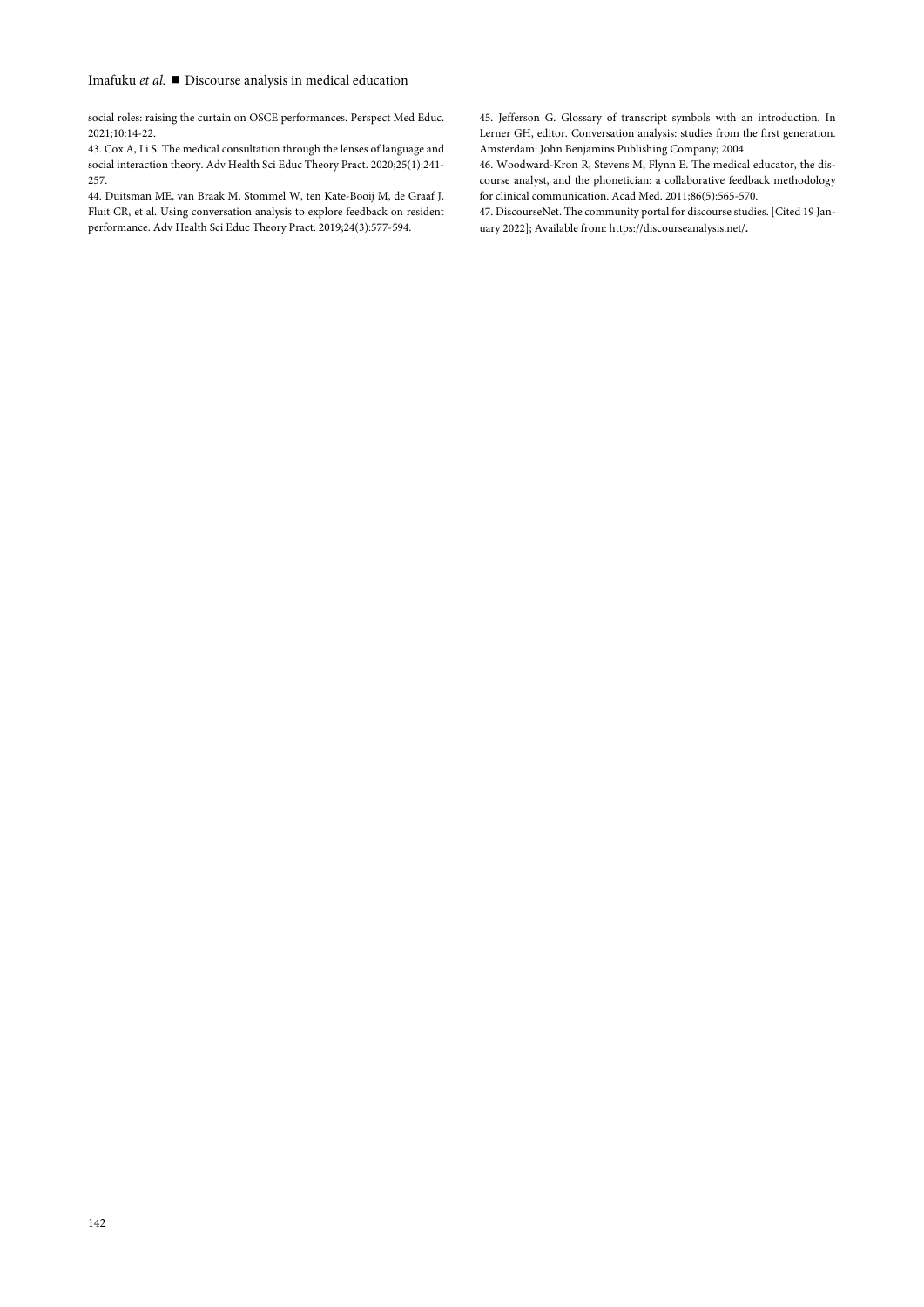social roles: raising the curtain on OSCE performances. Perspect Med Educ. 2021;10:14-22.

43. Cox A, Li S. The medical consultation through the lenses of language and social interaction theory. Adv Health Sci Educ Theory Pract. 2020;25(1):241-257.

44. Duitsman ME, van Braak M, Stommel W, ten Kate-Booij M, de Graaf J, Fluit CR, et al. Using conversation analysis to explore feedback on resident performance. Adv Health Sci Educ Theory Pract. 2019;24(3):577-594.

45. Jefferson G. Glossary of transcript symbols with an introduction. In Lerner GH, editor. Conversation analysis: studies from the first generation. Amsterdam: John Benjamins Publishing Company; 2004.

46. Woodward-Kron R, Stevens M, Flynn E. The medical educator, the discourse analyst, and the phonetician: a collaborative feedback methodology for clinical communication. Acad Med. 2011;86(5):565-570.

47. DiscourseNet. The community portal for discourse studies. [Cited 19 January 2022]; Available from: https://discourseanalysis.net/.